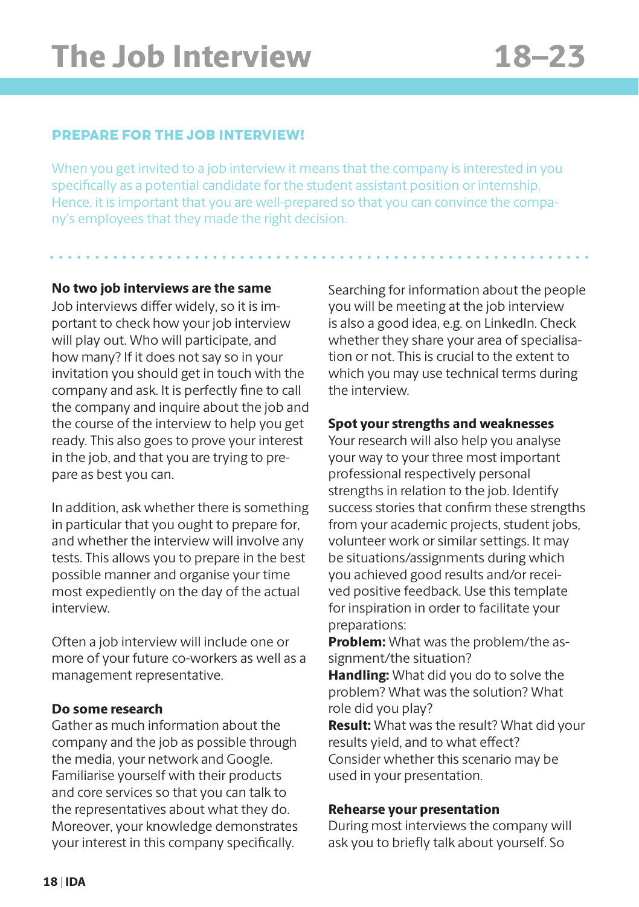# The Job Interview 18–23

## PREPARE FOR THE JOB INTERVIEW!

When you get invited to a job interview it means that the company is interested in you specifically as a potential candidate for the student assistant position or internship. Hence, it is important that you are well-prepared so that you can convince the company's employees that they made the right decision.

**No two job interviews are the same**
Job interviews differ widely, so it is important to check how your job interview will play out. Who will participate, and how many? If it does not say so in your invitation you should get in touch with the company and ask. It is perfectly fine to call the company and inquire about the job and the course of the interview to help you get ready. This also goes to prove your interest in the job, and that you are trying to prepare as best you can.

In addition, ask whether there is something in particular that you ought to prepare for, and whether the interview will involve any tests. This allows you to prepare in the best possible manner and organise your time most expediently on the day of the actual interview.

Often a job interview will include one or more of your future co-workers as well as a management representative.

**Do some research**
Gather as much information about the company and the job as possible through the media, your network and Google. Familiarise yourself with their products and core services so that you can talk to the representatives about what they do. Moreover, your knowledge demonstrates your interest in this company specifically.

Searching for information about the people you will be meeting at the job interview is also a good idea, e.g. on LinkedIn. Check whether they share your area of specialisation or not. This is crucial to the extent to which you may use technical terms during the interview.

**Spot your strengths and weaknesses**
Your research will also help you analyse your way to your three most important professional respectively personal strengths in relation to the job. Identify success stories that confirm these strengths from your academic projects, student jobs, volunteer work or similar settings. It may be situations/assignments during which you achieved good results and/or received positive feedback. Use this template for inspiration in order to facilitate your preparations:
**Problem:** What was the problem/the assignment/the situation?
**Handling:** What did you do to solve the problem? What was the solution? What role did you play?
**Result:** What was the result? What did your results yield, and to what effect?
Consider whether this scenario may be used in your presentation.

**Rehearse your presentation**
During most interviews the company will ask you to briefly talk about yourself. So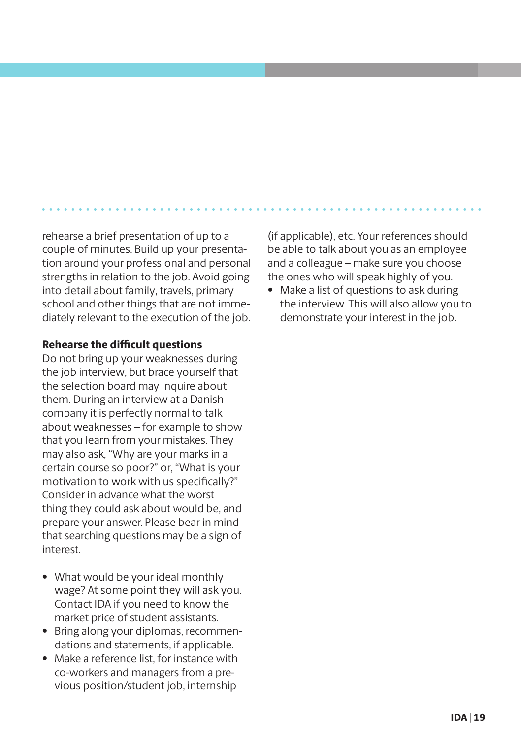rehearse a brief presentation of up to a couple of minutes. Build up your presentation around your professional and personal strengths in relation to the job. Avoid going into detail about family, travels, primary school and other things that are not immediately relevant to the execution of the job.

**Rehearse the difficult questions**
Do not bring up your weaknesses during the job interview, but brace yourself that the selection board may inquire about them. During an interview at a Danish company it is perfectly normal to talk about weaknesses – for example to show that you learn from your mistakes. They may also ask, "Why are your marks in a certain course so poor?" or, "What is your motivation to work with us specifically?" Consider in advance what the worst thing they could ask about would be, and prepare your answer. Please bear in mind that searching questions may be a sign of interest.

- What would be your ideal monthly wage? At some point they will ask you. Contact IDA if you need to know the market price of student assistants.
- Bring along your diplomas, recommendations and statements, if applicable.
- Make a reference list, for instance with co-workers and managers from a previous position/student job, internship (if applicable), etc. Your references should be able to talk about you as an employee and a colleague – make sure you choose the ones who will speak highly of you.
- Make a list of questions to ask during the interview. This will also allow you to demonstrate your interest in the job.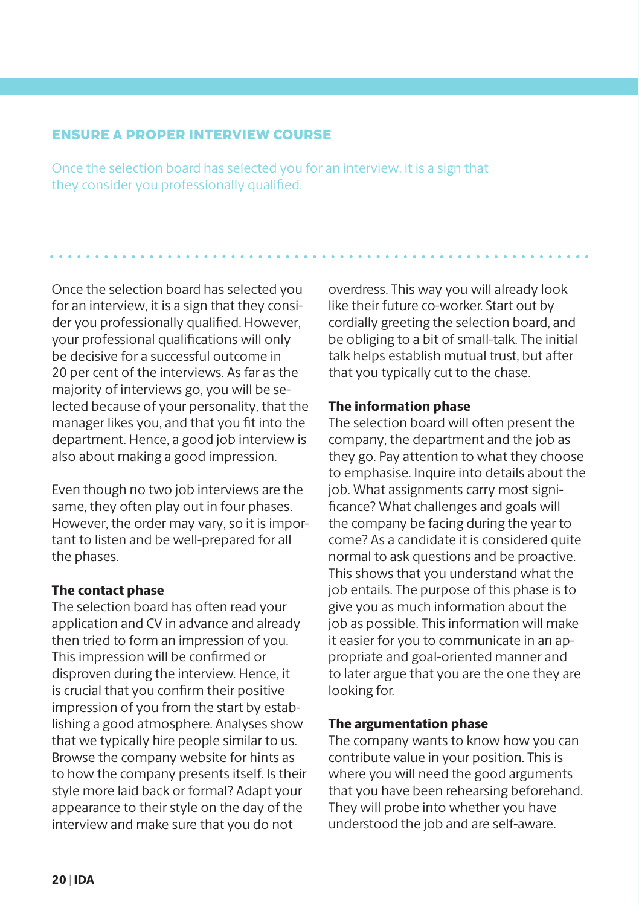## ENSURE A PROPER INTERVIEW COURSE

Once the selection board has selected you for an interview, it is a sign that they consider you professionally qualified.

Once the selection board has selected you for an interview, it is a sign that they consider you professionally qualified. However, your professional qualifications will only be decisive for a successful outcome in 20 per cent of the interviews. As far as the majority of interviews go, you will be selected because of your personality, that the manager likes you, and that you fit into the department. Hence, a good job interview is also about making a good impression.

Even though no two job interviews are the same, they often play out in four phases. However, the order may vary, so it is important to listen and be well-prepared for all the phases.

**The contact phase**
The selection board has often read your application and CV in advance and already then tried to form an impression of you. This impression will be confirmed or disproven during the interview. Hence, it is crucial that you confirm their positive impression of you from the start by establishing a good atmosphere. Analyses show that we typically hire people similar to us. Browse the company website for hints as to how the company presents itself. Is their style more laid back or formal? Adapt your appearance to their style on the day of the interview and make sure that you do not overdress. This way you will already look like their future co-worker. Start out by cordially greeting the selection board, and be obliging to a bit of small-talk. The initial talk helps establish mutual trust, but after that you typically cut to the chase.

**The information phase**
The selection board will often present the company, the department and the job as they go. Pay attention to what they choose to emphasise. Inquire into details about the job. What assignments carry most significance? What challenges and goals will the company be facing during the year to come? As a candidate it is considered quite normal to ask questions and be proactive. This shows that you understand what the job entails. The purpose of this phase is to give you as much information about the job as possible. This information will make it easier for you to communicate in an appropriate and goal-oriented manner and to later argue that you are the one they are looking for.

**The argumentation phase**
The company wants to know how you can contribute value in your position. This is where you will need the good arguments that you have been rehearsing beforehand. They will probe into whether you have understood the job and are self-aware.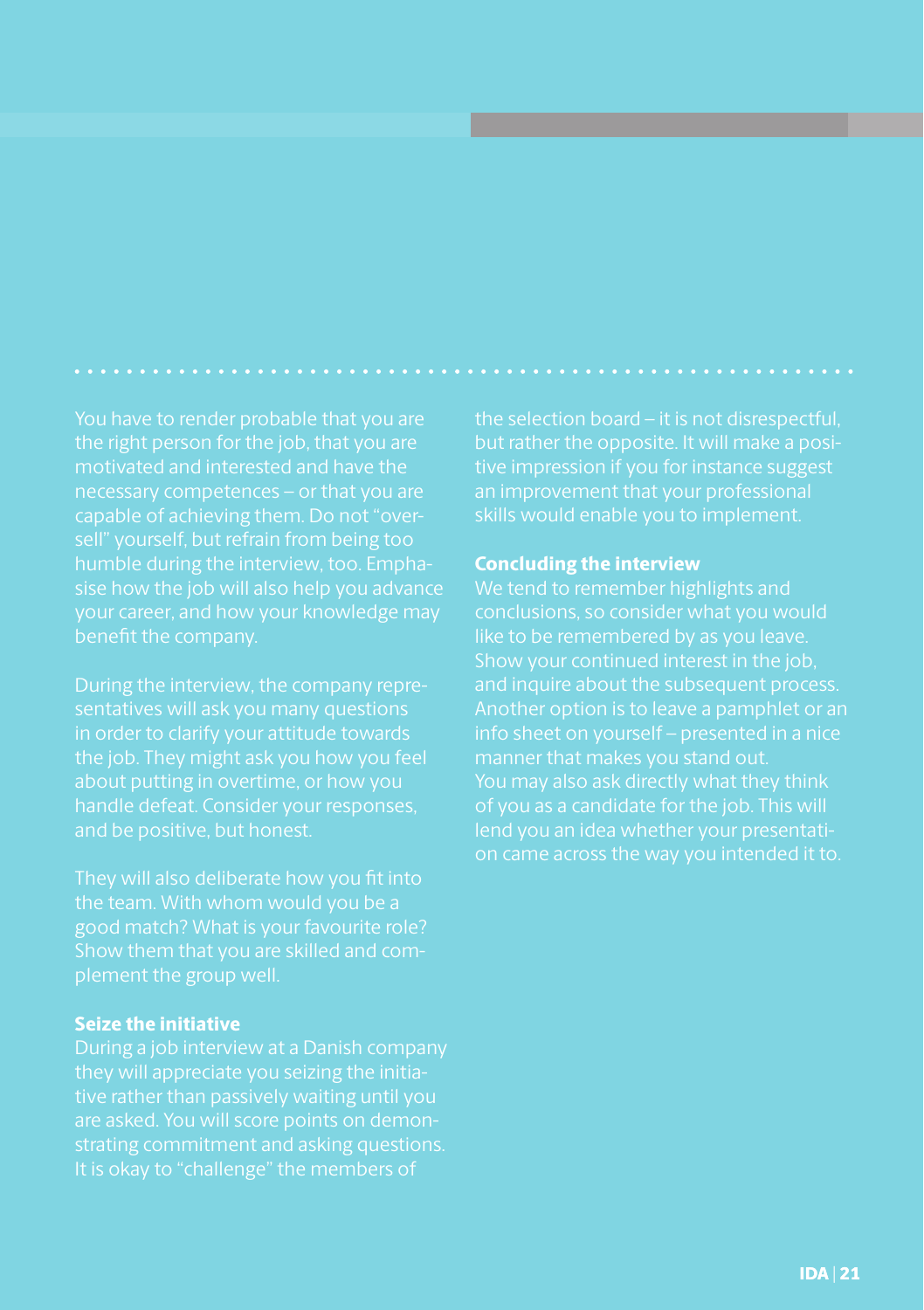You have to render probable that you are the right person for the job, that you are motivated and interested and have the necessary competences – or that you are capable of achieving them. Do not "oversell" yourself, but refrain from being too humble during the interview, too. Emphasise how the job will also help you advance your career, and how your knowledge may benefit the company.

During the interview, the company representatives will ask you many questions in order to clarify your attitude towards the job. They might ask you how you feel about putting in overtime, or how you handle defeat. Consider your responses, and be positive, but honest.

They will also deliberate how you fit into the team. With whom would you be a good match? What is your favourite role? Show them that you are skilled and complement the group well.

**Seize the initiative**

During a job interview at a Danish company they will appreciate you seizing the initiative rather than passively waiting until you are asked. You will score points on demonstrating commitment and asking questions. It is okay to "challenge" the members of the selection board – it is not disrespectful, but rather the opposite. It will make a positive impression if you for instance suggest an improvement that your professional skills would enable you to implement.

**Concluding the interview**

We tend to remember highlights and conclusions, so consider what you would like to be remembered by as you leave. Show your continued interest in the job, and inquire about the subsequent process. Another option is to leave a pamphlet or an info sheet on yourself – presented in a nice manner that makes you stand out.
You may also ask directly what they think of you as a candidate for the job. This will lend you an idea whether your presentation came across the way you intended it to.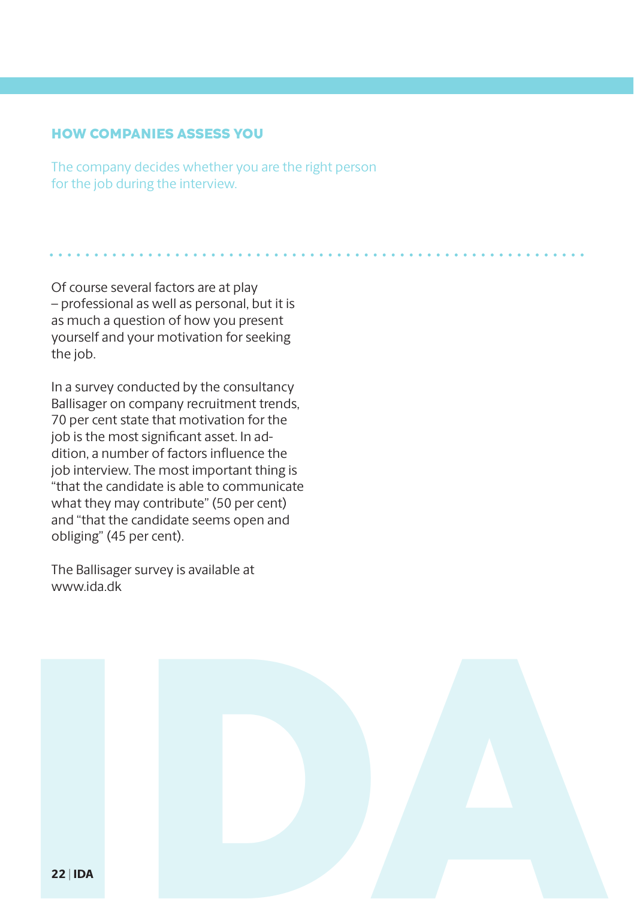## HOW COMPANIES ASSESS YOU

The company decides whether you are the right person for the job during the interview.

Of course several factors are at play – professional as well as personal, but it is as much a question of how you present yourself and your motivation for seeking the job.

In a survey conducted by the consultancy Ballisager on company recruitment trends, 70 per cent state that motivation for the job is the most significant asset. In addition, a number of factors influence the job interview. The most important thing is "that the candidate is able to communicate what they may contribute" (50 per cent) and "that the candidate seems open and obliging" (45 per cent).

The Ballisager survey is available at www.ida.dk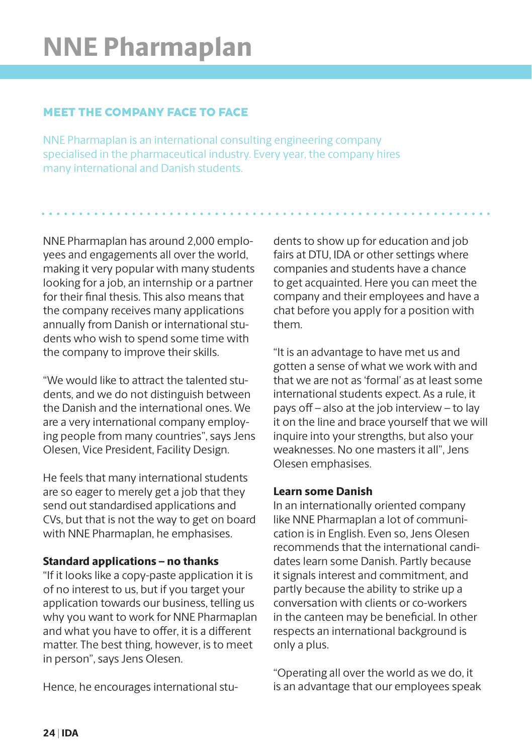# NNE Pharmaplan

## MEET THE COMPANY FACE TO FACE

NNE Pharmaplan is an international consulting engineering company specialised in the pharmaceutical industry. Every year, the company hires many international and Danish students.

NNE Pharmaplan has around 2,000 employees and engagements all over the world, making it very popular with many students looking for a job, an internship or a partner for their final thesis. This also means that the company receives many applications annually from Danish or international students who wish to spend some time with the company to improve their skills.

"We would like to attract the talented students, and we do not distinguish between the Danish and the international ones. We are a very international company employing people from many countries", says Jens Olesen, Vice President, Facility Design.

He feels that many international students are so eager to merely get a job that they send out standardised applications and CVs, but that is not the way to get on board with NNE Pharmaplan, he emphasises.

**Standard applications – no thanks**

"If it looks like a copy-paste application it is of no interest to us, but if you target your application towards our business, telling us why you want to work for NNE Pharmaplan and what you have to offer, it is a different matter. The best thing, however, is to meet in person", says Jens Olesen.

Hence, he encourages international students to show up for education and job fairs at DTU, IDA or other settings where companies and students have a chance to get acquainted. Here you can meet the company and their employees and have a chat before you apply for a position with them.

"It is an advantage to have met us and gotten a sense of what we work with and that we are not as 'formal' as at least some international students expect. As a rule, it pays off – also at the job interview – to lay it on the line and brace yourself that we will inquire into your strengths, but also your weaknesses. No one masters it all", Jens Olesen emphasises.

**Learn some Danish**

In an internationally oriented company like NNE Pharmaplan a lot of communication is in English. Even so, Jens Olesen recommends that the international candidates learn some Danish. Partly because it signals interest and commitment, and partly because the ability to strike up a conversation with clients or co-workers in the canteen may be beneficial. In other respects an international background is only a plus.

"Operating all over the world as we do, it is an advantage that our employees speak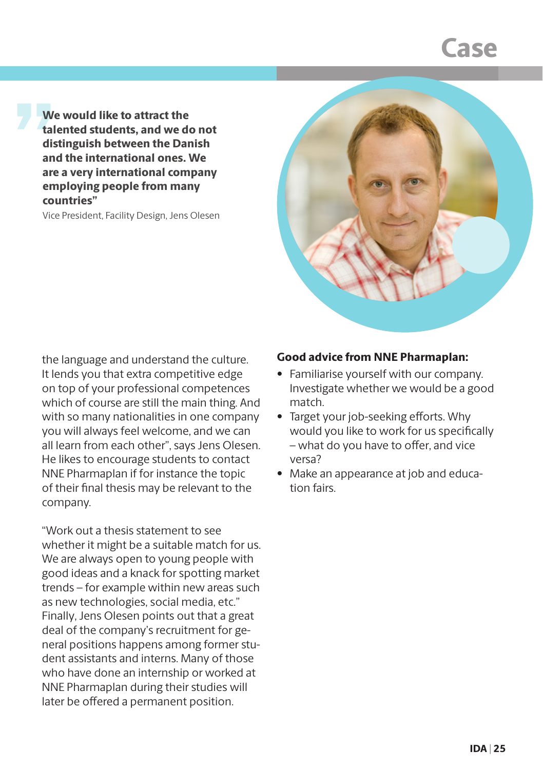# Case

> **We would like to attract the talented students, and we do not distinguish between the Danish and the international ones. We are a very international company employing people from many countries"**
>
> Vice President, Facility Design, Jens Olesen

the language and understand the culture. It lends you that extra competitive edge on top of your professional competences which of course are still the main thing. And with so many nationalities in one company you will always feel welcome, and we can all learn from each other", says Jens Olesen. He likes to encourage students to contact NNE Pharmaplan if for instance the topic of their final thesis may be relevant to the company.

"Work out a thesis statement to see whether it might be a suitable match for us. We are always open to young people with good ideas and a knack for spotting market trends – for example within new areas such as new technologies, social media, etc." Finally, Jens Olesen points out that a great deal of the company's recruitment for general positions happens among former student assistants and interns. Many of those who have done an internship or worked at NNE Pharmaplan during their studies will later be offered a permanent position.

**Good advice from NNE Pharmaplan:**

- Familiarise yourself with our company. Investigate whether we would be a good match.
- Target your job-seeking efforts. Why would you like to work for us specifically – what do you have to offer, and vice versa?
- Make an appearance at job and education fairs.